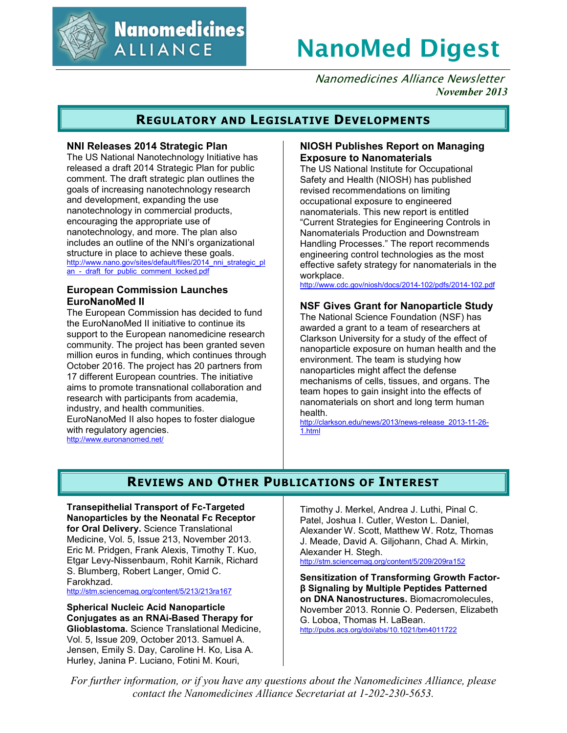# NanoMed Digest

*Nanomedicines Alliance Newsletter*
*November 2013*

## Regulatory and Legislative Developments

### NNI Releases 2014 Strategic Plan

The US National Nanotechnology Initiative has released a draft 2014 Strategic Plan for public comment. The draft strategic plan outlines the goals of increasing nanotechnology research and development, expanding the use nanotechnology in commercial products, encouraging the appropriate use of nanotechnology, and more. The plan also includes an outline of the NNI's organizational structure in place to achieve these goals.
http://www.nano.gov/sites/default/files/2014_nni_strategic_plan_-_draft_for_public_comment_locked.pdf

### European Commission Launches EuroNanoMed II

The European Commission has decided to fund the EuroNanoMed II initiative to continue its support to the European nanomedicine research community. The project has been granted seven million euros in funding, which continues through October 2016. The project has 20 partners from 17 different European countries. The initiative aims to promote transnational collaboration and research with participants from academia, industry, and health communities. EuroNanoMed II also hopes to foster dialogue with regulatory agencies.
http://www.euronanomed.net/

### NIOSH Publishes Report on Managing Exposure to Nanomaterials

The US National Institute for Occupational Safety and Health (NIOSH) has published revised recommendations on limiting occupational exposure to engineered nanomaterials. This new report is entitled "Current Strategies for Engineering Controls in Nanomaterials Production and Downstream Handling Processes." The report recommends engineering control technologies as the most effective safety strategy for nanomaterials in the workplace.
http://www.cdc.gov/niosh/docs/2014-102/pdfs/2014-102.pdf

### NSF Gives Grant for Nanoparticle Study

The National Science Foundation (NSF) has awarded a grant to a team of researchers at Clarkson University for a study of the effect of nanoparticle exposure on human health and the environment. The team is studying how nanoparticles might affect the defense mechanisms of cells, tissues, and organs. The team hopes to gain insight into the effects of nanomaterials on short and long term human health.
http://clarkson.edu/news/2013/news-release_2013-11-26-1.html

## Reviews and Other Publications of Interest

**Transepithelial Transport of Fc-Targeted Nanoparticles by the Neonatal Fc Receptor for Oral Delivery.** Science Translational Medicine, Vol. 5, Issue 213, November 2013. Eric M. Pridgen, Frank Alexis, Timothy T. Kuo, Etgar Levy-Nissenbaum, Rohit Karnik, Richard S. Blumberg, Robert Langer, Omid C. Farokhzad.
http://stm.sciencemag.org/content/5/213/213ra167

**Spherical Nucleic Acid Nanoparticle Conjugates as an RNAi-Based Therapy for Glioblastoma.** Science Translational Medicine, Vol. 5, Issue 209, October 2013. Samuel A. Jensen, Emily S. Day, Caroline H. Ko, Lisa A. Hurley, Janina P. Luciano, Fotini M. Kouri, Timothy J. Merkel, Andrea J. Luthi, Pinal C. Patel, Joshua I. Cutler, Weston L. Daniel, Alexander W. Scott, Matthew W. Rotz, Thomas J. Meade, David A. Giljohann, Chad A. Mirkin, Alexander H. Stegh.
http://stm.sciencemag.org/content/5/209/209ra152

**Sensitization of Transforming Growth Factor-β Signaling by Multiple Peptides Patterned on DNA Nanostructures.** Biomacromolecules, November 2013. Ronnie O. Pedersen, Elizabeth G. Loboa, Thomas H. LaBean.
http://pubs.acs.org/doi/abs/10.1021/bm4011722

*For further information, or if you have any questions about the Nanomedicines Alliance, please contact the Nanomedicines Alliance Secretariat at 1-202-230-5653.*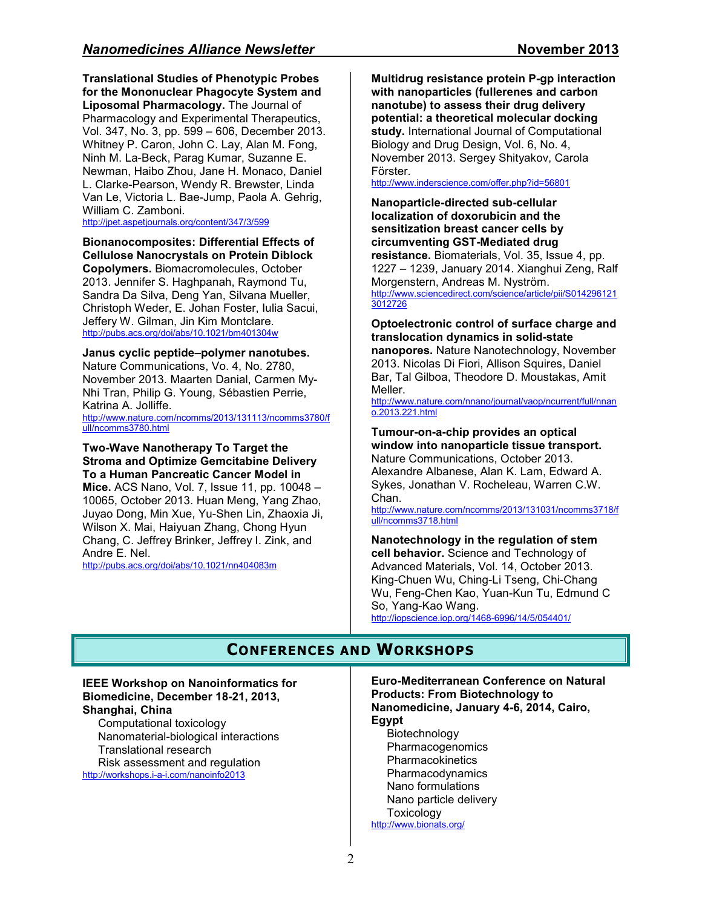**Translational Studies of Phenotypic Probes for the Mononuclear Phagocyte System and Liposomal Pharmacology.** The Journal of Pharmacology and Experimental Therapeutics, Vol. 347, No. 3, pp. 599 – 606, December 2013. Whitney P. Caron, John C. Lay, Alan M. Fong, Ninh M. La-Beck, Parag Kumar, Suzanne E. Newman, Haibo Zhou, Jane H. Monaco, Daniel L. Clarke-Pearson, Wendy R. Brewster, Linda Van Le, Victoria L. Bae-Jump, Paola A. Gehrig, William C. Zamboni.
http://jpet.aspetjournals.org/content/347/3/599

**Bionanocomposites: Differential Effects of Cellulose Nanocrystals on Protein Diblock Copolymers.** Biomacromolecules, October 2013. Jennifer S. Haghpanah, Raymond Tu, Sandra Da Silva, Deng Yan, Silvana Mueller, Christoph Weder, E. Johan Foster, Iulia Sacui, Jeffery W. Gilman, Jin Kim Montclare.
http://pubs.acs.org/doi/abs/10.1021/bm401304w

**Janus cyclic peptide–polymer nanotubes.** Nature Communications, Vo. 4, No. 2780, November 2013. Maarten Danial, Carmen My-Nhi Tran, Philip G. Young, Sébastien Perrie, Katrina A. Jolliffe.
http://www.nature.com/ncomms/2013/131113/ncomms3780/full/ncomms3780.html

**Two-Wave Nanotherapy To Target the Stroma and Optimize Gemcitabine Delivery To a Human Pancreatic Cancer Model in Mice.** ACS Nano, Vol. 7, Issue 11, pp. 10048 – 10065, October 2013. Huan Meng, Yang Zhao, Juyao Dong, Min Xue, Yu-Shen Lin, Zhaoxia Ji, Wilson X. Mai, Haiyuan Zhang, Chong Hyun Chang, C. Jeffrey Brinker, Jeffrey I. Zink, and Andre E. Nel.
http://pubs.acs.org/doi/abs/10.1021/nn404083m

**Multidrug resistance protein P-gp interaction with nanoparticles (fullerenes and carbon nanotube) to assess their drug delivery potential: a theoretical molecular docking study.** International Journal of Computational Biology and Drug Design, Vol. 6, No. 4, November 2013. Sergey Shityakov, Carola Förster.
http://www.inderscience.com/offer.php?id=56801

**Nanoparticle-directed sub-cellular localization of doxorubicin and the sensitization breast cancer cells by circumventing GST-Mediated drug resistance.** Biomaterials, Vol. 35, Issue 4, pp. 1227 – 1239, January 2014. Xianghui Zeng, Ralf Morgenstern, Andreas M. Nyström.
http://www.sciencedirect.com/science/article/pii/S0142961213012726

**Optoelectronic control of surface charge and translocation dynamics in solid-state nanopores.** Nature Nanotechnology, November 2013. Nicolas Di Fiori, Allison Squires, Daniel Bar, Tal Gilboa, Theodore D. Moustakas, Amit Meller.
http://www.nature.com/nnano/journal/vaop/ncurrent/full/nnano.2013.221.html

**Tumour-on-a-chip provides an optical window into nanoparticle tissue transport.** Nature Communications, October 2013. Alexandre Albanese, Alan K. Lam, Edward A. Sykes, Jonathan V. Rocheleau, Warren C.W. Chan.
http://www.nature.com/ncomms/2013/131031/ncomms3718/full/ncomms3718.html

**Nanotechnology in the regulation of stem cell behavior.** Science and Technology of Advanced Materials, Vol. 14, October 2013. King-Chuen Wu, Ching-Li Tseng, Chi-Chang Wu, Feng-Chen Kao, Yuan-Kun Tu, Edmund C So, Yang-Kao Wang.
http://iopscience.iop.org/1468-6996/14/5/054401/

## Conferences and Workshops

**IEEE Workshop on Nanoinformatics for Biomedicine, December 18-21, 2013, Shanghai, China**

- Computational toxicology
- Nanomaterial-biological interactions
- Translational research
- Risk assessment and regulation

http://workshops.i-a-i.com/nanoinfo2013

**Euro-Mediterranean Conference on Natural Products: From Biotechnology to Nanomedicine, January 4-6, 2014, Cairo, Egypt**

- Biotechnology
- Pharmacogenomics
- Pharmacokinetics
- Pharmacodynamics
- Nano formulations
- Nano particle delivery
- Toxicology

http://www.bionats.org/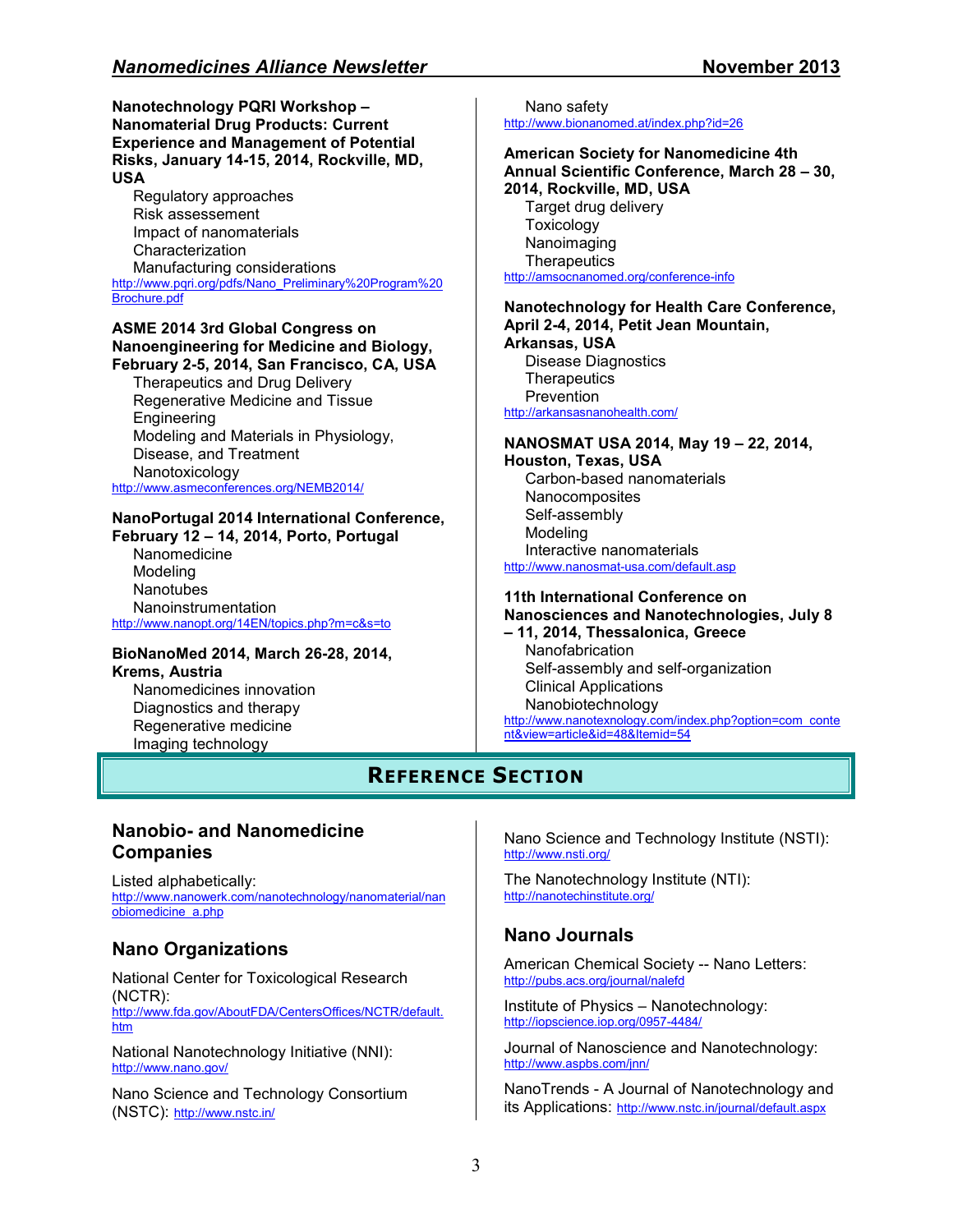**Nanotechnology PQRI Workshop – Nanomaterial Drug Products: Current Experience and Management of Potential Risks, January 14-15, 2014, Rockville, MD, USA**

Regulatory approaches
Risk assessement
Impact of nanomaterials
Characterization
Manufacturing considerations

http://www.pqri.org/pdfs/Nano_Preliminary%20Program%20Brochure.pdf

**ASME 2014 3rd Global Congress on Nanoengineering for Medicine and Biology, February 2-5, 2014, San Francisco, CA, USA**

Therapeutics and Drug Delivery
Regenerative Medicine and Tissue Engineering
Modeling and Materials in Physiology, Disease, and Treatment
Nanotoxicology

http://www.asmeconferences.org/NEMB2014/

**NanoPortugal 2014 International Conference, February 12 – 14, 2014, Porto, Portugal**

Nanomedicine
Modeling
Nanotubes
Nanoinstrumentation

http://www.nanopt.org/14EN/topics.php?m=c&s=to

**BioNanoMed 2014, March 26-28, 2014, Krems, Austria**

Nanomedicines innovation
Diagnostics and therapy
Regenerative medicine
Imaging technology
Nano safety

http://www.bionanomed.at/index.php?id=26

**American Society for Nanomedicine 4th Annual Scientific Conference, March 28 – 30, 2014, Rockville, MD, USA**

Target drug delivery
Toxicology
Nanoimaging
Therapeutics

http://amsocnanomed.org/conference-info

**Nanotechnology for Health Care Conference, April 2-4, 2014, Petit Jean Mountain, Arkansas, USA**

Disease Diagnostics
Therapeutics
Prevention

http://arkansasnanohealth.com/

**NANOSMAT USA 2014, May 19 – 22, 2014, Houston, Texas, USA**

Carbon-based nanomaterials
Nanocomposites
Self-assembly
Modeling
Interactive nanomaterials

http://www.nanosmat-usa.com/default.asp

**11th International Conference on Nanosciences and Nanotechnologies, July 8 – 11, 2014, Thessalonica, Greece**

Nanofabrication
Self-assembly and self-organization
Clinical Applications
Nanobiotechnology

http://www.nanotexnology.com/index.php?option=com_content&view=article&id=48&Itemid=54

# Reference Section

## Nanobio- and Nanomedicine Companies

Listed alphabetically:
http://www.nanowerk.com/nanotechnology/nanomaterial/nanobiomedicine_a.php

## Nano Organizations

National Center for Toxicological Research (NCTR):
http://www.fda.gov/AboutFDA/CentersOffices/NCTR/default.htm

National Nanotechnology Initiative (NNI):
http://www.nano.gov/

Nano Science and Technology Consortium (NSTC): http://www.nstc.in/

Nano Science and Technology Institute (NSTI):
http://www.nsti.org/

The Nanotechnology Institute (NTI):
http://nanotechinstitute.org/

## Nano Journals

American Chemical Society -- Nano Letters:
http://pubs.acs.org/journal/nalefd

Institute of Physics – Nanotechnology:
http://iopscience.iop.org/0957-4484/

Journal of Nanoscience and Nanotechnology:
http://www.aspbs.com/jnn/

NanoTrends - A Journal of Nanotechnology and its Applications: http://www.nstc.in/journal/default.aspx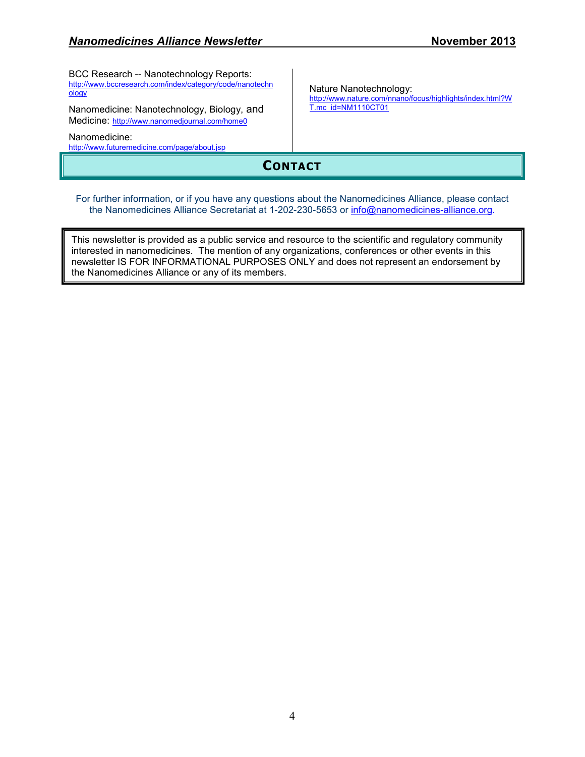BCC Research -- Nanotechnology Reports: 
http://www.bccresearch.com/index/category/code/nanotechnology

Nanomedicine: Nanotechnology, Biology, and Medicine: http://www.nanomedjournal.com/home0

Nanomedicine: 
http://www.futuremedicine.com/page/about.jsp

Nature Nanotechnology: 
http://www.nature.com/nnano/focus/highlights/index.html?WT.mc_id=NM1110CT01

## Contact

For further information, or if you have any questions about the Nanomedicines Alliance, please contact the Nanomedicines Alliance Secretariat at 1-202-230-5653 or info@nanomedicines-alliance.org.

This newsletter is provided as a public service and resource to the scientific and regulatory community interested in nanomedicines. The mention of any organizations, conferences or other events in this newsletter IS FOR INFORMATIONAL PURPOSES ONLY and does not represent an endorsement by the Nanomedicines Alliance or any of its members.